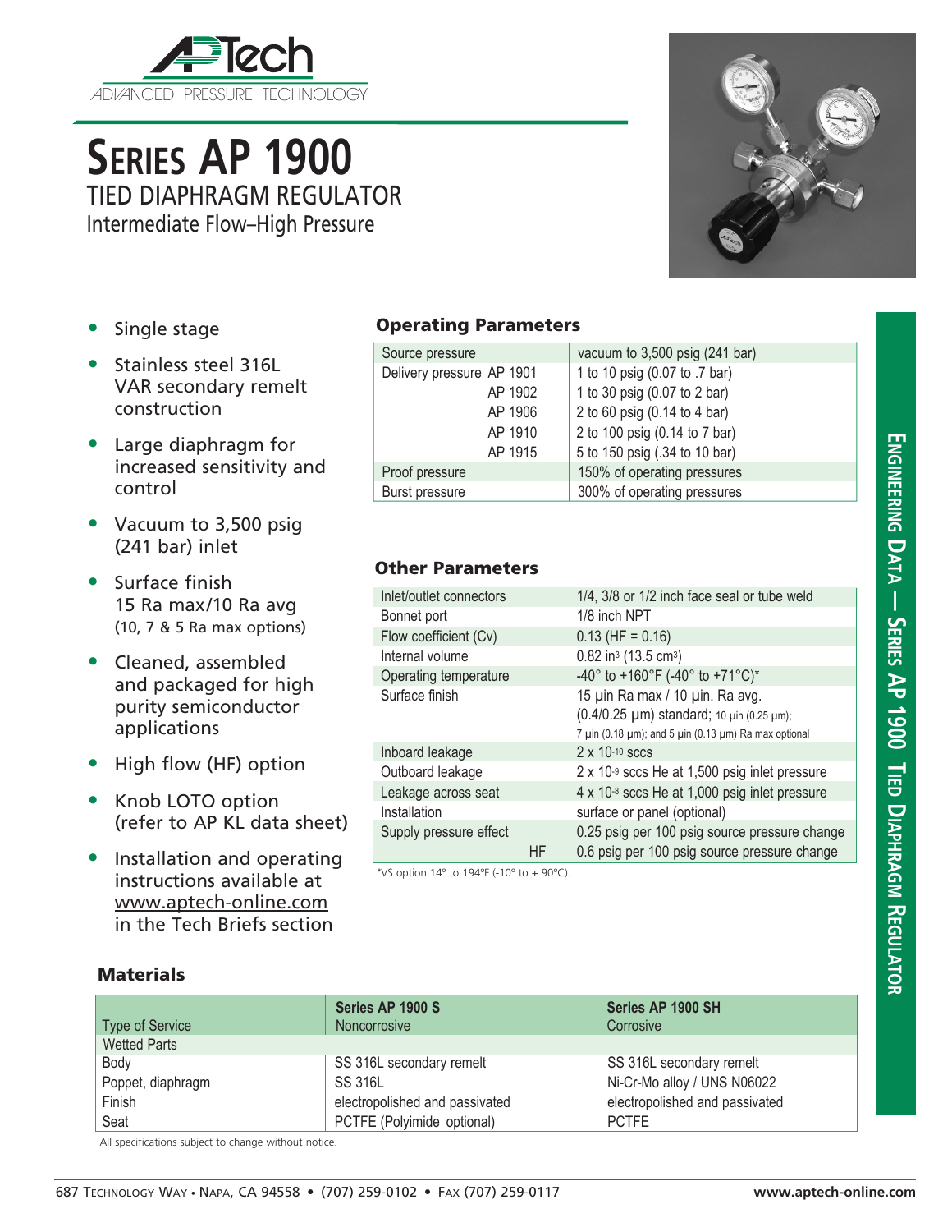# Series AP 1900

## TIED DIAPHRAGM REGULATOR

Intermediate Flow–High Pressure

- Single stage
- Stainless steel 316L VAR secondary remelt construction
- Large diaphragm for increased sensitivity and control
- Vacuum to 3,500 psig (241 bar) inlet
- Surface finish 15 Ra max/10 Ra avg (10, 7 & 5 Ra max options)
- Cleaned, assembled and packaged for high purity semiconductor applications
- High flow (HF) option
- Knob LOTO option (refer to AP KL data sheet)
- Installation and operating instructions available at www.aptech-online.com in the Tech Briefs section

### Operating Parameters

| | |
|---|---|
| Source pressure | vacuum to 3,500 psig (241 bar) |
| Delivery pressure AP 1901 | 1 to 10 psig (0.07 to .7 bar) |
| AP 1902 | 1 to 30 psig (0.07 to 2 bar) |
| AP 1906 | 2 to 60 psig (0.14 to 4 bar) |
| AP 1910 | 2 to 100 psig (0.14 to 7 bar) |
| AP 1915 | 5 to 150 psig (.34 to 10 bar) |
| Proof pressure | 150% of operating pressures |
| Burst pressure | 300% of operating pressures |

### Other Parameters

| | |
|---|---|
| Inlet/outlet connectors | 1/4, 3/8 or 1/2 inch face seal or tube weld |
| Bonnet port | 1/8 inch NPT |
| Flow coefficient (Cv) | 0.13 (HF = 0.16) |
| Internal volume | 0.82 in$^3$ (13.5 cm$^3$) |
| Operating temperature | -40° to +160°F (-40° to +71°C)* |
| Surface finish | 15 µin Ra max / 10 µin. Ra avg. (0.4/0.25 µm) standard; 10 µin (0.25 µm); 7 µin (0.18 µm); and 5 µin (0.13 µm) Ra max optional |
| Inboard leakage | 2 x $10^{-10}$ sccs |
| Outboard leakage | 2 x $10^{-9}$ sccs He at 1,500 psig inlet pressure |
| Leakage across seat | 4 x $10^{-8}$ sccs He at 1,000 psig inlet pressure |
| Installation | surface or panel (optional) |
| Supply pressure effect | 0.25 psig per 100 psig source pressure change |
| HF | 0.6 psig per 100 psig source pressure change |

*VS option 14° to 194°F (-10° to + 90°C).

### Materials

| Type of Service | Series AP 1900 S Noncorrosive | Series AP 1900 SH Corrosive |
|---|---|---|
| Wetted Parts | | |
| Body | SS 316L secondary remelt | SS 316L secondary remelt |
| Poppet, diaphragm | SS 316L | Ni-Cr-Mo alloy / UNS N06022 |
| Finish | electropolished and passivated | electropolished and passivated |
| Seat | PCTFE (Polyimide optional) | PCTFE |

All specifications subject to change without notice.

687 Technology Way • Napa, CA 94558 • (707) 259-0102 • Fax (707) 259-0117 www.aptech-online.com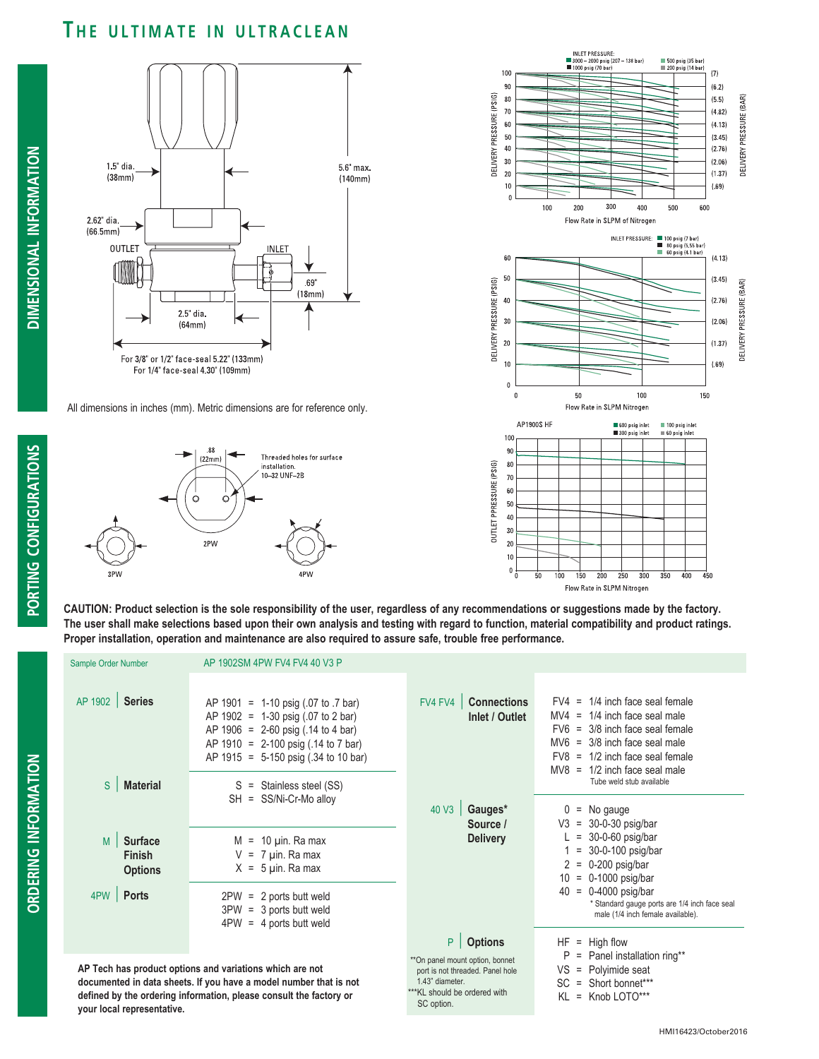# THE ULTIMATE IN ULTRACLEAN

## DIMENSIONAL INFORMATION

1.5" dia. (38mm)

5.6" max. (140mm)

2.62" dia. (66.5mm)

OUTLET

INLET

.69" (18mm)

2.5" dia. (64mm)

For 3/8" or 1/2" face-seal 5.22" (133mm)
For 1/4" face-seal 4.30" (109mm)

All dimensions in inches (mm). Metric dimensions are for reference only.

INLET PRESSURE:
3000 – 2000 psig (207 – 138 bar)
1000 psig (70 bar)
500 psig (35 bar)
200 psig (14 bar)

DELIVERY PRESSURE (PSIG)

100
90
80
70
60
50
40
30
20
10
0

(7)
(6.2)
(5.5)
(4.82)
(4.13)
(3.45)
(2.76)
(2.06)
(1.37)
(.69)

DELIVERY PRESSURE (BAR)

100 200 300 400 500 600

Flow Rate in SLPM of Nitrogen

INLET PRESSURE:
100 psig (7 bar)
80 psig (5.55 bar)
60 psig (4.1 bar)

DELIVERY PRESSURE (PSIG)

60
50
40
30
20
10
0

(4.13)
(3.45)
(2.76)
(2.06)
(1.37)
(.69)

DELIVERY PRESSURE (BAR)

0 50 100 150

Flow Rate in SLPM Nitrogen

AP1900S HF

600 psig inlet
300 psig inlet
100 psig inlet
60 psig inlet

OUTLET PPRESSURE (PSIG)

100
90
80
70
60
50
40
30
20
10
0

0 50 100 150 200 250 300 350 400 450

Flow Rate in SLPM Nitrogen

## PORTING CONFIGURATIONS

.88 (22mm)

Threaded holes for surface installation. 10–32 UNF–2B

3PW

2PW

4PW

**CAUTION: Product selection is the sole responsibility of the user, regardless of any recommendations or suggestions made by the factory. The user shall make selections based upon their own analysis and testing with regard to function, material compatibility and product ratings. Proper installation, operation and maintenance are also required to assure safe, trouble free performance.**

## ORDERING INFORMATION

Sample Order Number: AP 1902SM 4PW FV4 FV4 40 V3 P

| Code | Category | Options |
|---|---|---|
| AP 1902 | **Series** | AP 1901 = 1-10 psig (.07 to .7 bar)<br>AP 1902 = 1-30 psig (.07 to 2 bar)<br>AP 1906 = 2-60 psig (.14 to 4 bar)<br>AP 1910 = 2-100 psig (.14 to 7 bar)<br>AP 1915 = 5-150 psig (.34 to 10 bar) |
| S | **Material** | S = Stainless steel (SS)<br>SH = SS/Ni-Cr-Mo alloy |
| M | **Surface Finish Options** | M = 10 µin. Ra max<br>V = 7 µin. Ra max<br>X = 5 µin. Ra max |
| 4PW | **Ports** | 2PW = 2 ports butt weld<br>3PW = 3 ports butt weld<br>4PW = 4 ports butt weld |
| FV4 FV4 | **Connections Inlet / Outlet** | FV4 = 1/4 inch face seal female<br>MV4 = 1/4 inch face seal male<br>FV6 = 3/8 inch face seal female<br>MV6 = 3/8 inch face seal male<br>FV8 = 1/2 inch face seal female<br>MV8 = 1/2 inch face seal male<br>Tube weld stub available |
| 40 V3 | **Gauges* Source / Delivery** | 0 = No gauge<br>V3 = 30-0-30 psig/bar<br>L = 30-0-60 psig/bar<br>1 = 30-0-100 psig/bar<br>2 = 0-200 psig/bar<br>10 = 0-1000 psig/bar<br>40 = 0-4000 psig/bar<br>* Standard gauge ports are 1/4 inch face seal male (1/4 inch female available). |
| P | **Options** | HF = High flow<br>P = Panel installation ring**<br>VS = Polyimide seat<br>SC = Short bonnet***<br>KL = Knob LOTO*** |

**On panel mount option, bonnet port is not threaded. Panel hole 1.43" diameter.
***KL should be ordered with SC option.

**AP Tech has product options and variations which are not documented in data sheets. If you have a model number that is not defined by the ordering information, please consult the factory or your local representative.**

HMI16423/October2016